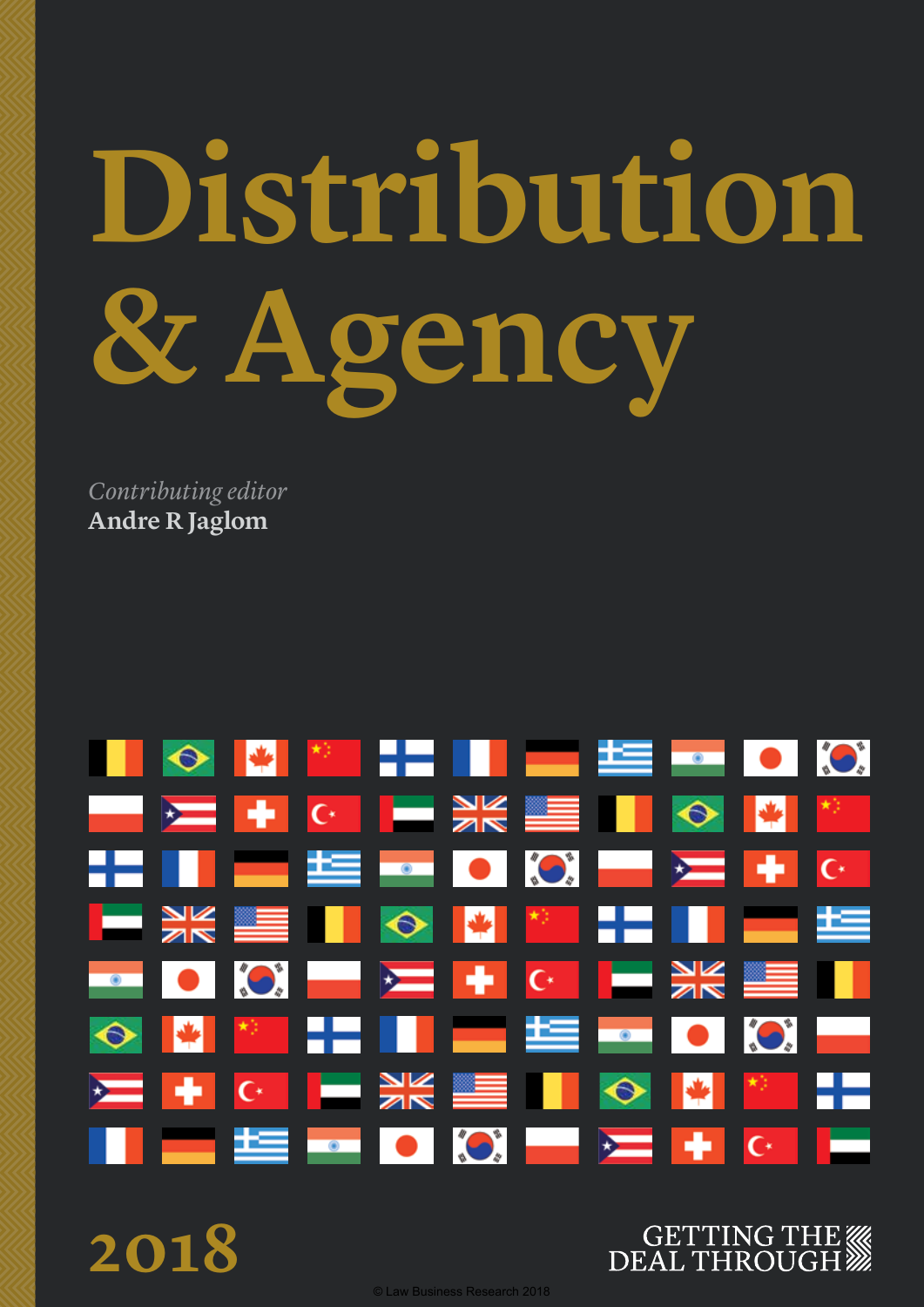# Distribution & Agency

*Contributing editor*
**Andre R Jaglom**

2018

GETTING THE DEAL THROUGH

© Law Business Research 2018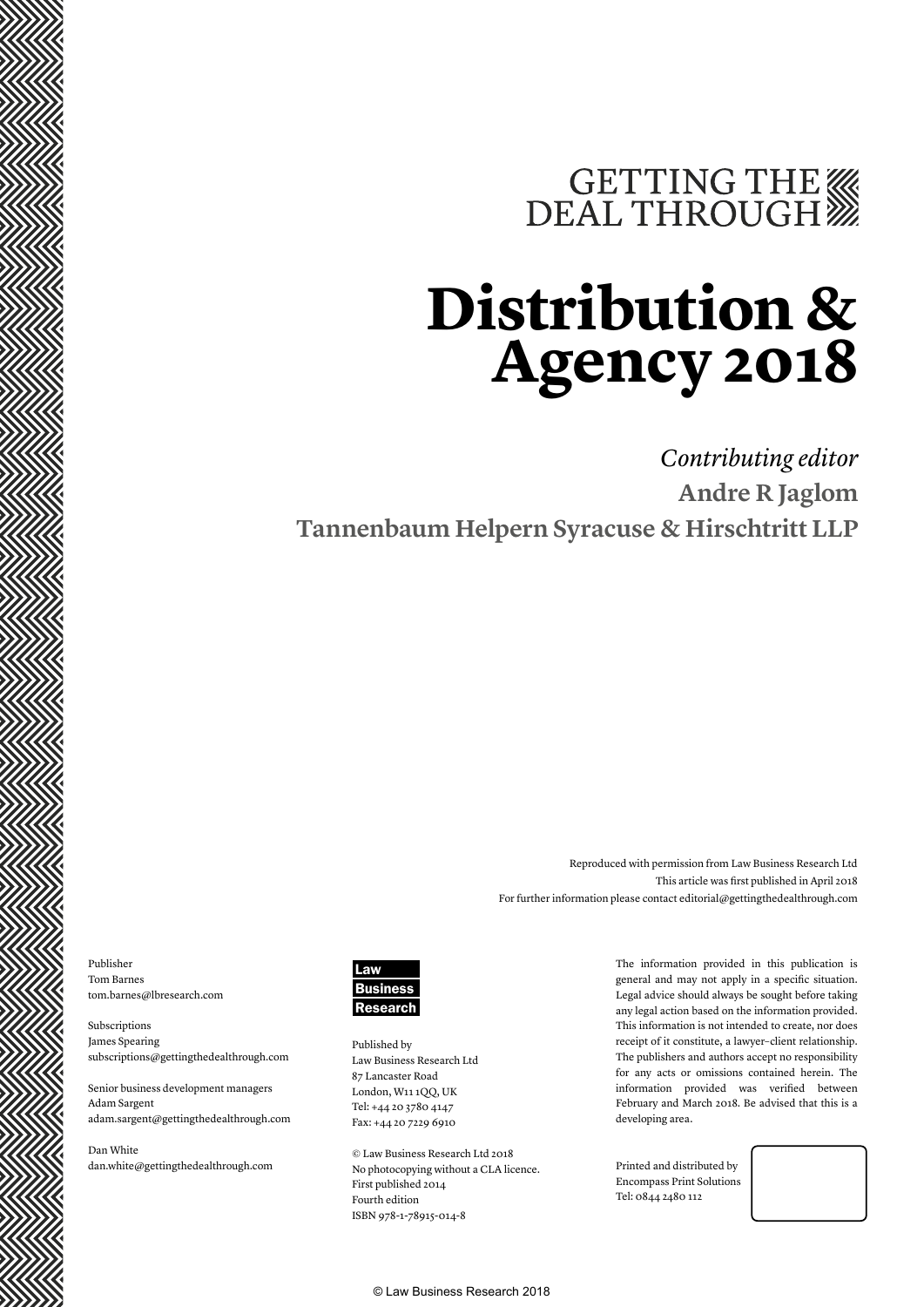GETTING THE DEAL THROUGH

# Distribution & Agency 2018

*Contributing editor*

**Andre R Jaglom**

**Tannenbaum Helpern Syracuse & Hirschtritt LLP**

Reproduced with permission from Law Business Research Ltd
This article was first published in April 2018
For further information please contact editorial@gettingthedealthrough.com

Publisher
Tom Barnes
tom.barnes@lbresearch.com

Subscriptions
James Spearing
subscriptions@gettingthedealthrough.com

Senior business development managers
Adam Sargent
adam.sargent@gettingthedealthrough.com

Dan White
dan.white@gettingthedealthrough.com

Law Business Research

Published by
Law Business Research Ltd
87 Lancaster Road
London, W11 1QQ, UK
Tel: +44 20 3780 4147
Fax: +44 20 7229 6910

© Law Business Research Ltd 2018
No photocopying without a CLA licence.
First published 2014
Fourth edition
ISBN 978-1-78915-014-8

The information provided in this publication is general and may not apply in a specific situation. Legal advice should always be sought before taking any legal action based on the information provided. This information is not intended to create, nor does receipt of it constitute, a lawyer–client relationship. The publishers and authors accept no responsibility for any acts or omissions contained herein. The information provided was verified between February and March 2018. Be advised that this is a developing area.

Printed and distributed by
Encompass Print Solutions
Tel: 0844 2480 112

© Law Business Research 2018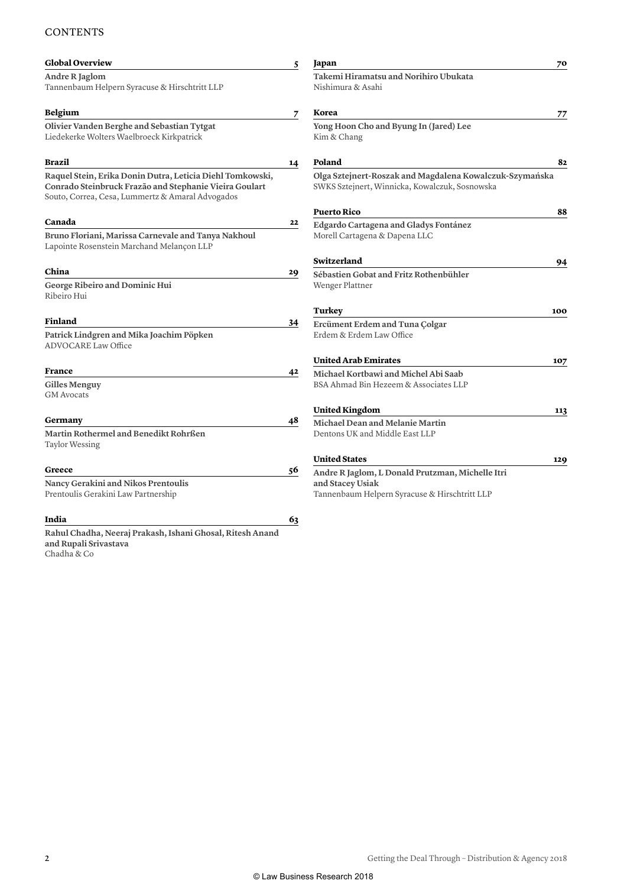# CONTENTS

**Global Overview** 5

**Andre R Jaglom**
Tannenbaum Helpern Syracuse & Hirschtritt LLP

**Belgium** 7

**Olivier Vanden Berghe and Sebastian Tytgat**
Liedekerke Wolters Waelbroeck Kirkpatrick

**Brazil** 14

**Raquel Stein, Erika Donin Dutra, Leticia Diehl Tomkowski, Conrado Steinbruck Frazão and Stephanie Vieira Goulart**
Souto, Correa, Cesa, Lummertz & Amaral Advogados

**Canada** 22

**Bruno Floriani, Marissa Carnevale and Tanya Nakhoul**
Lapointe Rosenstein Marchand Melançon LLP

**China** 29

**George Ribeiro and Dominic Hui**
Ribeiro Hui

**Finland** 34

**Patrick Lindgren and Mika Joachim Pöpken**
ADVOCARE Law Office

**France** 42

**Gilles Menguy**
GM Avocats

**Germany** 48

**Martin Rothermel and Benedikt Rohrßen**
Taylor Wessing

**Greece** 56

**Nancy Gerakini and Nikos Prentoulis**
Prentoulis Gerakini Law Partnership

**India** 63

**Rahul Chadha, Neeraj Prakash, Ishani Ghosal, Ritesh Anand and Rupali Srivastava**
Chadha & Co

**Japan** 70

**Takemi Hiramatsu and Norihiro Ubukata**
Nishimura & Asahi

**Korea** 77

**Yong Hoon Cho and Byung In (Jared) Lee**
Kim & Chang

**Poland** 82

**Olga Sztejnert-Roszak and Magdalena Kowalczuk-Szymańska**
SWKS Sztejnert, Winnicka, Kowalczuk, Sosnowska

**Puerto Rico** 88

**Edgardo Cartagena and Gladys Fontánez**
Morell Cartagena & Dapena LLC

**Switzerland** 94

**Sébastien Gobat and Fritz Rothenbühler**
Wenger Plattner

**Turkey** 100

**Ercüment Erdem and Tuna Çolgar**
Erdem & Erdem Law Office

**United Arab Emirates** 107

**Michael Kortbawi and Michel Abi Saab**
BSA Ahmad Bin Hezeem & Associates LLP

**United Kingdom** 113

**Michael Dean and Melanie Martin**
Dentons UK and Middle East LLP

**United States** 129

**Andre R Jaglom, L Donald Prutzman, Michelle Itri and Stacey Usiak**
Tannenbaum Helpern Syracuse & Hirschtritt LLP

© Law Business Research 2018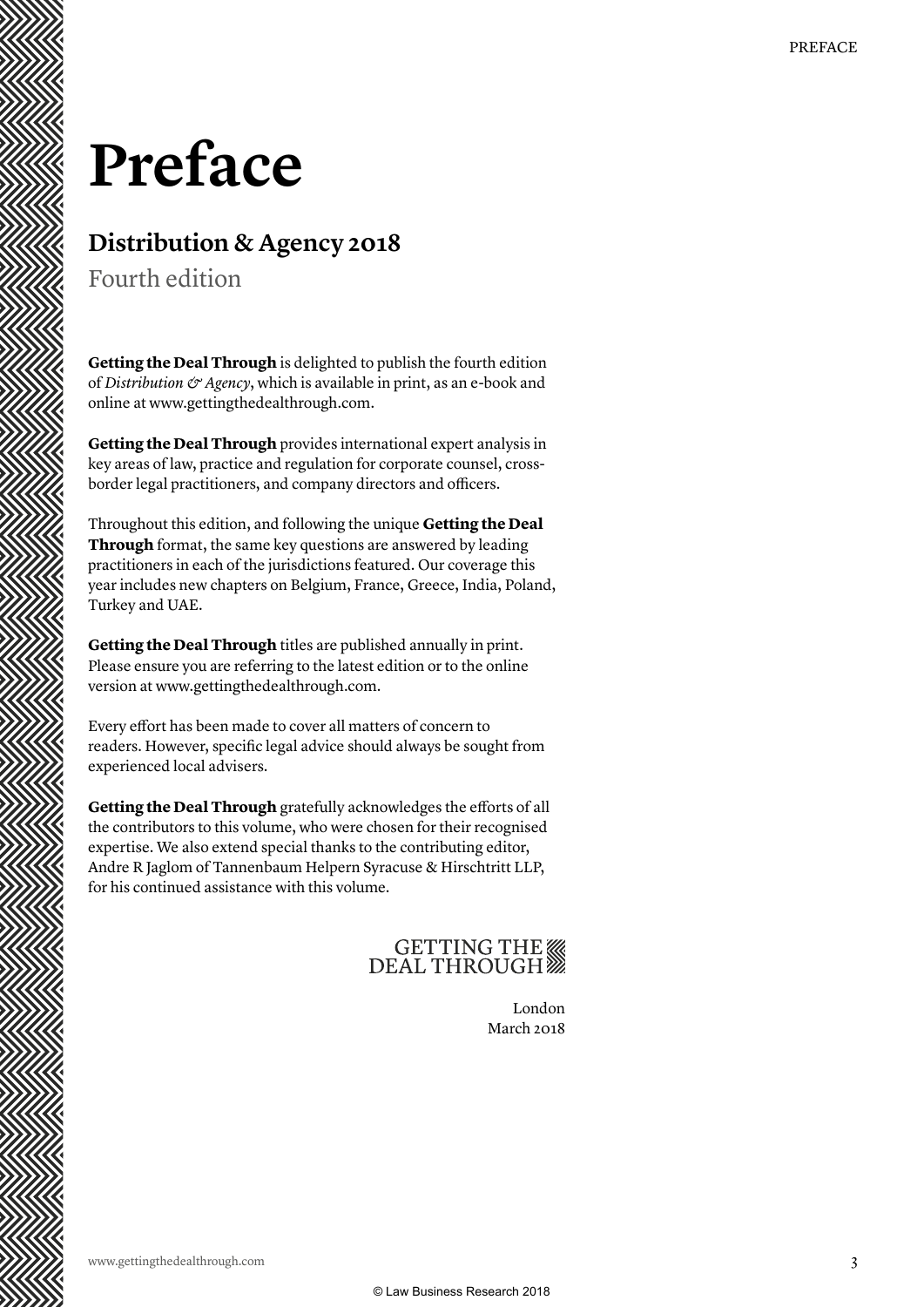# Preface

## Distribution & Agency 2018

Fourth edition

**Getting the Deal Through** is delighted to publish the fourth edition of *Distribution & Agency*, which is available in print, as an e-book and online at www.gettingthedealthrough.com.

**Getting the Deal Through** provides international expert analysis in key areas of law, practice and regulation for corporate counsel, cross-border legal practitioners, and company directors and officers.

Throughout this edition, and following the unique **Getting the Deal Through** format, the same key questions are answered by leading practitioners in each of the jurisdictions featured. Our coverage this year includes new chapters on Belgium, France, Greece, India, Poland, Turkey and UAE.

**Getting the Deal Through** titles are published annually in print. Please ensure you are referring to the latest edition or to the online version at www.gettingthedealthrough.com.

Every effort has been made to cover all matters of concern to readers. However, specific legal advice should always be sought from experienced local advisers.

**Getting the Deal Through** gratefully acknowledges the efforts of all the contributors to this volume, who were chosen for their recognised expertise. We also extend special thanks to the contributing editor, Andre R Jaglom of Tannenbaum Helpern Syracuse & Hirschtritt LLP, for his continued assistance with this volume.

GETTING THE DEAL THROUGH

London
March 2018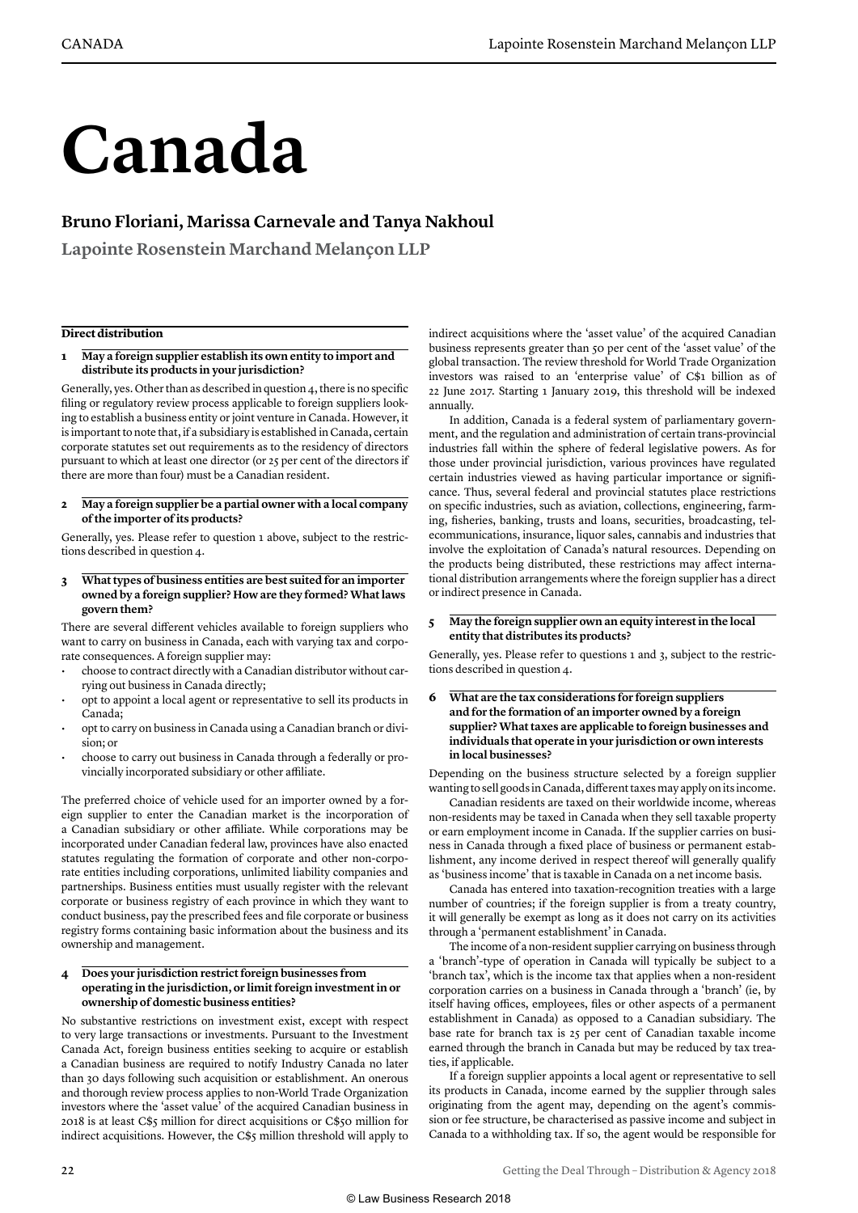# Canada

## Bruno Floriani, Marissa Carnevale and Tanya Nakhoul

**Lapointe Rosenstein Marchand Melançon LLP**

### Direct distribution

**1 May a foreign supplier establish its own entity to import and distribute its products in your jurisdiction?**

Generally, yes. Other than as described in question 4, there is no specific filing or regulatory review process applicable to foreign suppliers looking to establish a business entity or joint venture in Canada. However, it is important to note that, if a subsidiary is established in Canada, certain corporate statutes set out requirements as to the residency of directors pursuant to which at least one director (or 25 per cent of the directors if there are more than four) must be a Canadian resident.

**2 May a foreign supplier be a partial owner with a local company of the importer of its products?**

Generally, yes. Please refer to question 1 above, subject to the restrictions described in question 4.

**3 What types of business entities are best suited for an importer owned by a foreign supplier? How are they formed? What laws govern them?**

There are several different vehicles available to foreign suppliers who want to carry on business in Canada, each with varying tax and corporate consequences. A foreign supplier may:

- choose to contract directly with a Canadian distributor without carrying out business in Canada directly;
- opt to appoint a local agent or representative to sell its products in Canada;
- opt to carry on business in Canada using a Canadian branch or division; or
- choose to carry out business in Canada through a federally or provincially incorporated subsidiary or other affiliate.

The preferred choice of vehicle used for an importer owned by a foreign supplier to enter the Canadian market is the incorporation of a Canadian subsidiary or other affiliate. While corporations may be incorporated under Canadian federal law, provinces have also enacted statutes regulating the formation of corporate and other non-corporate entities including corporations, unlimited liability companies and partnerships. Business entities must usually register with the relevant corporate or business registry of each province in which they want to conduct business, pay the prescribed fees and file corporate or business registry forms containing basic information about the business and its ownership and management.

**4 Does your jurisdiction restrict foreign businesses from operating in the jurisdiction, or limit foreign investment in or ownership of domestic business entities?**

No substantive restrictions on investment exist, except with respect to very large transactions or investments. Pursuant to the Investment Canada Act, foreign business entities seeking to acquire or establish a Canadian business are required to notify Industry Canada no later than 30 days following such acquisition or establishment. An onerous and thorough review process applies to non-World Trade Organization investors where the 'asset value' of the acquired Canadian business in 2018 is at least C$5 million for direct acquisitions or C$50 million for indirect acquisitions. However, the C$5 million threshold will apply to indirect acquisitions where the 'asset value' of the acquired Canadian business represents greater than 50 per cent of the 'asset value' of the global transaction. The review threshold for World Trade Organization investors was raised to an 'enterprise value' of C$1 billion as of 22 June 2017. Starting 1 January 2019, this threshold will be indexed annually.

In addition, Canada is a federal system of parliamentary government, and the regulation and administration of certain trans-provincial industries fall within the sphere of federal legislative powers. As for those under provincial jurisdiction, various provinces have regulated certain industries viewed as having particular importance or significance. Thus, several federal and provincial statutes place restrictions on specific industries, such as aviation, collections, engineering, farming, fisheries, banking, trusts and loans, securities, broadcasting, telecommunications, insurance, liquor sales, cannabis and industries that involve the exploitation of Canada's natural resources. Depending on the products being distributed, these restrictions may affect international distribution arrangements where the foreign supplier has a direct or indirect presence in Canada.

**5 May the foreign supplier own an equity interest in the local entity that distributes its products?**

Generally, yes. Please refer to questions 1 and 3, subject to the restrictions described in question 4.

**6 What are the tax considerations for foreign suppliers and for the formation of an importer owned by a foreign supplier? What taxes are applicable to foreign businesses and individuals that operate in your jurisdiction or own interests in local businesses?**

Depending on the business structure selected by a foreign supplier wanting to sell goods in Canada, different taxes may apply on its income.

Canadian residents are taxed on their worldwide income, whereas non-residents may be taxed in Canada when they sell taxable property or earn employment income in Canada. If the supplier carries on business in Canada through a fixed place of business or permanent establishment, any income derived in respect thereof will generally qualify as 'business income' that is taxable in Canada on a net income basis.

Canada has entered into taxation-recognition treaties with a large number of countries; if the foreign supplier is from a treaty country, it will generally be exempt as long as it does not carry on its activities through a 'permanent establishment' in Canada.

The income of a non-resident supplier carrying on business through a 'branch'-type of operation in Canada will typically be subject to a 'branch tax', which is the income tax that applies when a non-resident corporation carries on a business in Canada through a 'branch' (ie, by itself having offices, employees, files or other aspects of a permanent establishment in Canada) as opposed to a Canadian subsidiary. The base rate for branch tax is 25 per cent of Canadian taxable income earned through the branch in Canada but may be reduced by tax treaties, if applicable.

If a foreign supplier appoints a local agent or representative to sell its products in Canada, income earned by the supplier through sales originating from the agent may, depending on the agent's commission or fee structure, be characterised as passive income and subject in Canada to a withholding tax. If so, the agent would be responsible for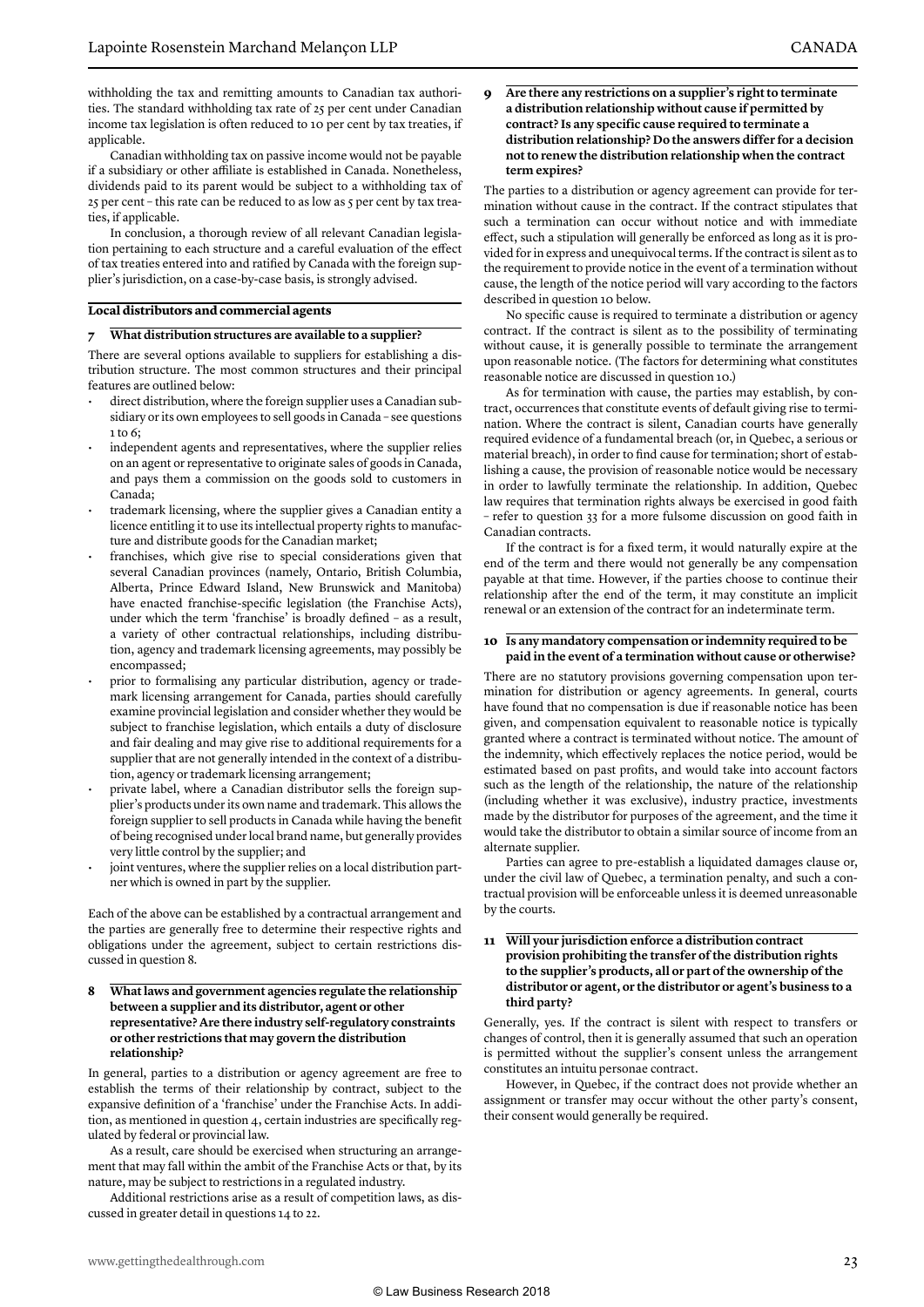withholding the tax and remitting amounts to Canadian tax authorities. The standard withholding tax rate of 25 per cent under Canadian income tax legislation is often reduced to 10 per cent by tax treaties, if applicable.

Canadian withholding tax on passive income would not be payable if a subsidiary or other affiliate is established in Canada. Nonetheless, dividends paid to its parent would be subject to a withholding tax of 25 per cent – this rate can be reduced to as low as 5 per cent by tax treaties, if applicable.

In conclusion, a thorough review of all relevant Canadian legislation pertaining to each structure and a careful evaluation of the effect of tax treaties entered into and ratified by Canada with the foreign supplier's jurisdiction, on a case-by-case basis, is strongly advised.

## Local distributors and commercial agents

### 7 What distribution structures are available to a supplier?

There are several options available to suppliers for establishing a distribution structure. The most common structures and their principal features are outlined below:

- direct distribution, where the foreign supplier uses a Canadian subsidiary or its own employees to sell goods in Canada – see questions 1 to 6;
- independent agents and representatives, where the supplier relies on an agent or representative to originate sales of goods in Canada, and pays them a commission on the goods sold to customers in Canada;
- trademark licensing, where the supplier gives a Canadian entity a licence entitling it to use its intellectual property rights to manufacture and distribute goods for the Canadian market;
- franchises, which give rise to special considerations given that several Canadian provinces (namely, Ontario, British Columbia, Alberta, Prince Edward Island, New Brunswick and Manitoba) have enacted franchise-specific legislation (the Franchise Acts), under which the term 'franchise' is broadly defined – as a result, a variety of other contractual relationships, including distribution, agency and trademark licensing agreements, may possibly be encompassed;
- prior to formalising any particular distribution, agency or trademark licensing arrangement for Canada, parties should carefully examine provincial legislation and consider whether they would be subject to franchise legislation, which entails a duty of disclosure and fair dealing and may give rise to additional requirements for a supplier that are not generally intended in the context of a distribution, agency or trademark licensing arrangement;
- private label, where a Canadian distributor sells the foreign supplier's products under its own name and trademark. This allows the foreign supplier to sell products in Canada while having the benefit of being recognised under local brand name, but generally provides very little control by the supplier; and
- joint ventures, where the supplier relies on a local distribution partner which is owned in part by the supplier.

Each of the above can be established by a contractual arrangement and the parties are generally free to determine their respective rights and obligations under the agreement, subject to certain restrictions discussed in question 8.

### 8 What laws and government agencies regulate the relationship between a supplier and its distributor, agent or other representative? Are there industry self-regulatory constraints or other restrictions that may govern the distribution relationship?

In general, parties to a distribution or agency agreement are free to establish the terms of their relationship by contract, subject to the expansive definition of a 'franchise' under the Franchise Acts. In addition, as mentioned in question 4, certain industries are specifically regulated by federal or provincial law.

As a result, care should be exercised when structuring an arrangement that may fall within the ambit of the Franchise Acts or that, by its nature, may be subject to restrictions in a regulated industry.

Additional restrictions arise as a result of competition laws, as discussed in greater detail in questions 14 to 22.

### 9 Are there any restrictions on a supplier's right to terminate a distribution relationship without cause if permitted by contract? Is any specific cause required to terminate a distribution relationship? Do the answers differ for a decision not to renew the distribution relationship when the contract term expires?

The parties to a distribution or agency agreement can provide for termination without cause in the contract. If the contract stipulates that such a termination can occur without notice and with immediate effect, such a stipulation will generally be enforced as long as it is provided for in express and unequivocal terms. If the contract is silent as to the requirement to provide notice in the event of a termination without cause, the length of the notice period will vary according to the factors described in question 10 below.

No specific cause is required to terminate a distribution or agency contract. If the contract is silent as to the possibility of terminating without cause, it is generally possible to terminate the arrangement upon reasonable notice. (The factors for determining what constitutes reasonable notice are discussed in question 10.)

As for termination with cause, the parties may establish, by contract, occurrences that constitute events of default giving rise to termination. Where the contract is silent, Canadian courts have generally required evidence of a fundamental breach (or, in Quebec, a serious or material breach), in order to find cause for termination; short of establishing a cause, the provision of reasonable notice would be necessary in order to lawfully terminate the relationship. In addition, Quebec law requires that termination rights always be exercised in good faith – refer to question 33 for a more fulsome discussion on good faith in Canadian contracts.

If the contract is for a fixed term, it would naturally expire at the end of the term and there would not generally be any compensation payable at that time. However, if the parties choose to continue their relationship after the end of the term, it may constitute an implicit renewal or an extension of the contract for an indeterminate term.

### 10 Is any mandatory compensation or indemnity required to be paid in the event of a termination without cause or otherwise?

There are no statutory provisions governing compensation upon termination for distribution or agency agreements. In general, courts have found that no compensation is due if reasonable notice has been given, and compensation equivalent to reasonable notice is typically granted where a contract is terminated without notice. The amount of the indemnity, which effectively replaces the notice period, would be estimated based on past profits, and would take into account factors such as the length of the relationship, the nature of the relationship (including whether it was exclusive), industry practice, investments made by the distributor for purposes of the agreement, and the time it would take the distributor to obtain a similar source of income from an alternate supplier.

Parties can agree to pre-establish a liquidated damages clause or, under the civil law of Quebec, a termination penalty, and such a contractual provision will be enforceable unless it is deemed unreasonable by the courts.

### 11 Will your jurisdiction enforce a distribution contract provision prohibiting the transfer of the distribution rights to the supplier's products, all or part of the ownership of the distributor or agent, or the distributor or agent's business to a third party?

Generally, yes. If the contract is silent with respect to transfers or changes of control, then it is generally assumed that such an operation is permitted without the supplier's consent unless the arrangement constitutes an intuitu personae contract.

However, in Quebec, if the contract does not provide whether an assignment or transfer may occur without the other party's consent, their consent would generally be required.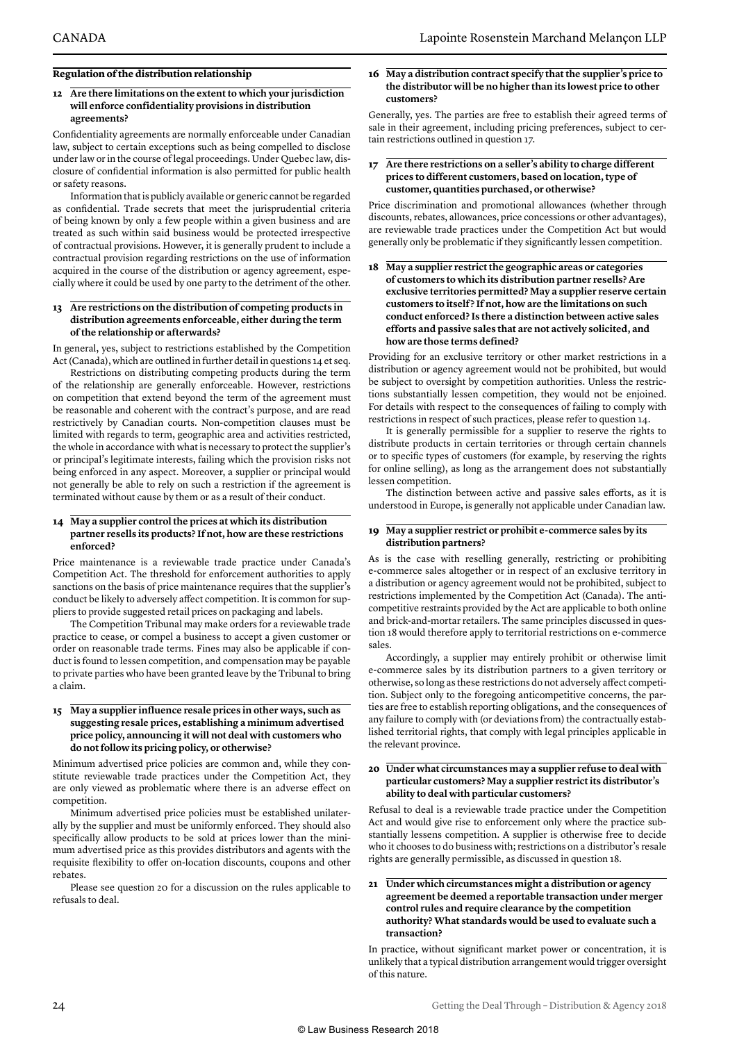## Regulation of the distribution relationship

### 12 Are there limitations on the extent to which your jurisdiction will enforce confidentiality provisions in distribution agreements?

Confidentiality agreements are normally enforceable under Canadian law, subject to certain exceptions such as being compelled to disclose under law or in the course of legal proceedings. Under Quebec law, disclosure of confidential information is also permitted for public health or safety reasons.

Information that is publicly available or generic cannot be regarded as confidential. Trade secrets that meet the jurisprudential criteria of being known by only a few people within a given business and are treated as such within said business would be protected irrespective of contractual provisions. However, it is generally prudent to include a contractual provision regarding restrictions on the use of information acquired in the course of the distribution or agency agreement, especially where it could be used by one party to the detriment of the other.

### 13 Are restrictions on the distribution of competing products in distribution agreements enforceable, either during the term of the relationship or afterwards?

In general, yes, subject to restrictions established by the Competition Act (Canada), which are outlined in further detail in questions 14 et seq.

Restrictions on distributing competing products during the term of the relationship are generally enforceable. However, restrictions on competition that extend beyond the term of the agreement must be reasonable and coherent with the contract's purpose, and are read restrictively by Canadian courts. Non-competition clauses must be limited with regards to term, geographic area and activities restricted, the whole in accordance with what is necessary to protect the supplier's or principal's legitimate interests, failing which the provision risks not being enforced in any aspect. Moreover, a supplier or principal would not generally be able to rely on such a restriction if the agreement is terminated without cause by them or as a result of their conduct.

### 14 May a supplier control the prices at which its distribution partner resells its products? If not, how are these restrictions enforced?

Price maintenance is a reviewable trade practice under Canada's Competition Act. The threshold for enforcement authorities to apply sanctions on the basis of price maintenance requires that the supplier's conduct be likely to adversely affect competition. It is common for suppliers to provide suggested retail prices on packaging and labels.

The Competition Tribunal may make orders for a reviewable trade practice to cease, or compel a business to accept a given customer or order on reasonable trade terms. Fines may also be applicable if conduct is found to lessen competition, and compensation may be payable to private parties who have been granted leave by the Tribunal to bring a claim.

### 15 May a supplier influence resale prices in other ways, such as suggesting resale prices, establishing a minimum advertised price policy, announcing it will not deal with customers who do not follow its pricing policy, or otherwise?

Minimum advertised price policies are common and, while they constitute reviewable trade practices under the Competition Act, they are only viewed as problematic where there is an adverse effect on competition.

Minimum advertised price policies must be established unilaterally by the supplier and must be uniformly enforced. They should also specifically allow products to be sold at prices lower than the minimum advertised price as this provides distributors and agents with the requisite flexibility to offer on-location discounts, coupons and other rebates.

Please see question 20 for a discussion on the rules applicable to refusals to deal.

### 16 May a distribution contract specify that the supplier's price to the distributor will be no higher than its lowest price to other customers?

Generally, yes. The parties are free to establish their agreed terms of sale in their agreement, including pricing preferences, subject to certain restrictions outlined in question 17.

### 17 Are there restrictions on a seller's ability to charge different prices to different customers, based on location, type of customer, quantities purchased, or otherwise?

Price discrimination and promotional allowances (whether through discounts, rebates, allowances, price concessions or other advantages), are reviewable trade practices under the Competition Act but would generally only be problematic if they significantly lessen competition.

### 18 May a supplier restrict the geographic areas or categories of customers to which its distribution partner resells? Are exclusive territories permitted? May a supplier reserve certain customers to itself? If not, how are the limitations on such conduct enforced? Is there a distinction between active sales efforts and passive sales that are not actively solicited, and how are those terms defined?

Providing for an exclusive territory or other market restrictions in a distribution or agency agreement would not be prohibited, but would be subject to oversight by competition authorities. Unless the restrictions substantially lessen competition, they would not be enjoined. For details with respect to the consequences of failing to comply with restrictions in respect of such practices, please refer to question 14.

It is generally permissible for a supplier to reserve the rights to distribute products in certain territories or through certain channels or to specific types of customers (for example, by reserving the rights for online selling), as long as the arrangement does not substantially lessen competition.

The distinction between active and passive sales efforts, as it is understood in Europe, is generally not applicable under Canadian law.

### 19 May a supplier restrict or prohibit e-commerce sales by its distribution partners?

As is the case with reselling generally, restricting or prohibiting e-commerce sales altogether or in respect of an exclusive territory in a distribution or agency agreement would not be prohibited, subject to restrictions implemented by the Competition Act (Canada). The anticompetitive restraints provided by the Act are applicable to both online and brick-and-mortar retailers. The same principles discussed in question 18 would therefore apply to territorial restrictions on e-commerce sales.

Accordingly, a supplier may entirely prohibit or otherwise limit e-commerce sales by its distribution partners to a given territory or otherwise, so long as these restrictions do not adversely affect competition. Subject only to the foregoing anticompetitive concerns, the parties are free to establish reporting obligations, and the consequences of any failure to comply with (or deviations from) the contractually established territorial rights, that comply with legal principles applicable in the relevant province.

### 20 Under what circumstances may a supplier refuse to deal with particular customers? May a supplier restrict its distributor's ability to deal with particular customers?

Refusal to deal is a reviewable trade practice under the Competition Act and would give rise to enforcement only where the practice substantially lessens competition. A supplier is otherwise free to decide who it chooses to do business with; restrictions on a distributor's resale rights are generally permissible, as discussed in question 18.

### 21 Under which circumstances might a distribution or agency agreement be deemed a reportable transaction under merger control rules and require clearance by the competition authority? What standards would be used to evaluate such a transaction?

In practice, without significant market power or concentration, it is unlikely that a typical distribution arrangement would trigger oversight of this nature.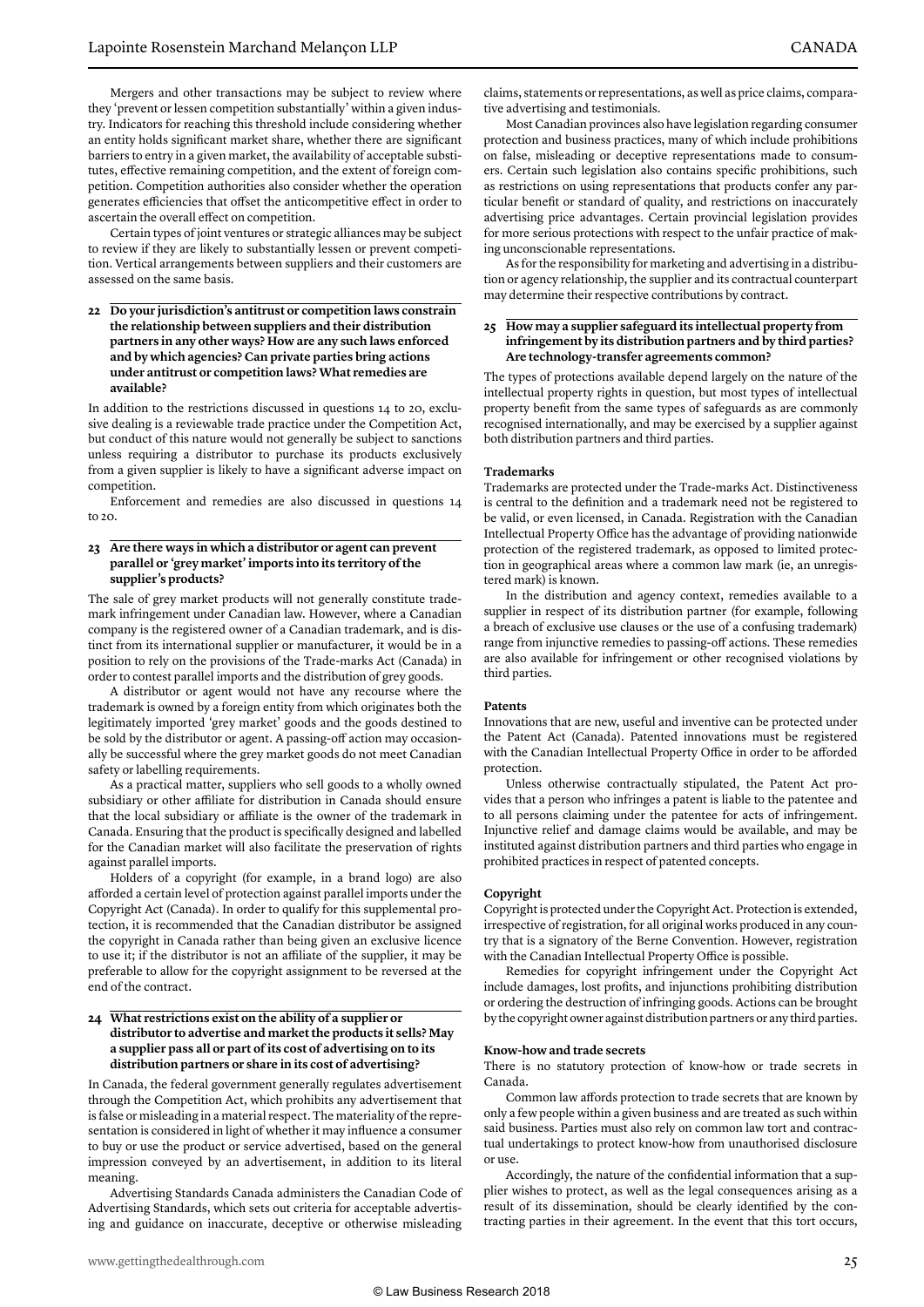Mergers and other transactions may be subject to review where they 'prevent or lessen competition substantially' within a given industry. Indicators for reaching this threshold include considering whether an entity holds significant market share, whether there are significant barriers to entry in a given market, the availability of acceptable substitutes, effective remaining competition, and the extent of foreign competition. Competition authorities also consider whether the operation generates efficiencies that offset the anticompetitive effect in order to ascertain the overall effect on competition.

Certain types of joint ventures or strategic alliances may be subject to review if they are likely to substantially lessen or prevent competition. Vertical arrangements between suppliers and their customers are assessed on the same basis.

**22 Do your jurisdiction's antitrust or competition laws constrain the relationship between suppliers and their distribution partners in any other ways? How are any such laws enforced and by which agencies? Can private parties bring actions under antitrust or competition laws? What remedies are available?**

In addition to the restrictions discussed in questions 14 to 20, exclusive dealing is a reviewable trade practice under the Competition Act, but conduct of this nature would not generally be subject to sanctions unless requiring a distributor to purchase its products exclusively from a given supplier is likely to have a significant adverse impact on competition.

Enforcement and remedies are also discussed in questions 14 to 20.

**23 Are there ways in which a distributor or agent can prevent parallel or 'grey market' imports into its territory of the supplier's products?**

The sale of grey market products will not generally constitute trademark infringement under Canadian law. However, where a Canadian company is the registered owner of a Canadian trademark, and is distinct from its international supplier or manufacturer, it would be in a position to rely on the provisions of the Trade-marks Act (Canada) in order to contest parallel imports and the distribution of grey goods.

A distributor or agent would not have any recourse where the trademark is owned by a foreign entity from which originates both the legitimately imported 'grey market' goods and the goods destined to be sold by the distributor or agent. A passing-off action may occasionally be successful where the grey market goods do not meet Canadian safety or labelling requirements.

As a practical matter, suppliers who sell goods to a wholly owned subsidiary or other affiliate for distribution in Canada should ensure that the local subsidiary or affiliate is the owner of the trademark in Canada. Ensuring that the product is specifically designed and labelled for the Canadian market will also facilitate the preservation of rights against parallel imports.

Holders of a copyright (for example, in a brand logo) are also afforded a certain level of protection against parallel imports under the Copyright Act (Canada). In order to qualify for this supplemental protection, it is recommended that the Canadian distributor be assigned the copyright in Canada rather than being given an exclusive licence to use it; if the distributor is not an affiliate of the supplier, it may be preferable to allow for the copyright assignment to be reversed at the end of the contract.

**24 What restrictions exist on the ability of a supplier or distributor to advertise and market the products it sells? May a supplier pass all or part of its cost of advertising on to its distribution partners or share in its cost of advertising?**

In Canada, the federal government generally regulates advertisement through the Competition Act, which prohibits any advertisement that is false or misleading in a material respect. The materiality of the representation is considered in light of whether it may influence a consumer to buy or use the product or service advertised, based on the general impression conveyed by an advertisement, in addition to its literal meaning.

Advertising Standards Canada administers the Canadian Code of Advertising Standards, which sets out criteria for acceptable advertising and guidance on inaccurate, deceptive or otherwise misleading claims, statements or representations, as well as price claims, comparative advertising and testimonials.

Most Canadian provinces also have legislation regarding consumer protection and business practices, many of which include prohibitions on false, misleading or deceptive representations made to consumers. Certain such legislation also contains specific prohibitions, such as restrictions on using representations that products confer any particular benefit or standard of quality, and restrictions on inaccurately advertising price advantages. Certain provincial legislation provides for more serious protections with respect to the unfair practice of making unconscionable representations.

As for the responsibility for marketing and advertising in a distribution or agency relationship, the supplier and its contractual counterpart may determine their respective contributions by contract.

**25 How may a supplier safeguard its intellectual property from infringement by its distribution partners and by third parties? Are technology-transfer agreements common?**

The types of protections available depend largely on the nature of the intellectual property rights in question, but most types of intellectual property benefit from the same types of safeguards as are commonly recognised internationally, and may be exercised by a supplier against both distribution partners and third parties.

**Trademarks**

Trademarks are protected under the Trade-marks Act. Distinctiveness is central to the definition and a trademark need not be registered to be valid, or even licensed, in Canada. Registration with the Canadian Intellectual Property Office has the advantage of providing nationwide protection of the registered trademark, as opposed to limited protection in geographical areas where a common law mark (ie, an unregistered mark) is known.

In the distribution and agency context, remedies available to a supplier in respect of its distribution partner (for example, following a breach of exclusive use clauses or the use of a confusing trademark) range from injunctive remedies to passing-off actions. These remedies are also available for infringement or other recognised violations by third parties.

**Patents**

Innovations that are new, useful and inventive can be protected under the Patent Act (Canada). Patented innovations must be registered with the Canadian Intellectual Property Office in order to be afforded protection.

Unless otherwise contractually stipulated, the Patent Act provides that a person who infringes a patent is liable to the patentee and to all persons claiming under the patentee for acts of infringement. Injunctive relief and damage claims would be available, and may be instituted against distribution partners and third parties who engage in prohibited practices in respect of patented concepts.

**Copyright**

Copyright is protected under the Copyright Act. Protection is extended, irrespective of registration, for all original works produced in any country that is a signatory of the Berne Convention. However, registration with the Canadian Intellectual Property Office is possible.

Remedies for copyright infringement under the Copyright Act include damages, lost profits, and injunctions prohibiting distribution or ordering the destruction of infringing goods. Actions can be brought by the copyright owner against distribution partners or any third parties.

**Know-how and trade secrets**

There is no statutory protection of know-how or trade secrets in Canada.

Common law affords protection to trade secrets that are known by only a few people within a given business and are treated as such within said business. Parties must also rely on common law tort and contractual undertakings to protect know-how from unauthorised disclosure or use.

Accordingly, the nature of the confidential information that a supplier wishes to protect, as well as the legal consequences arising as a result of its dissemination, should be clearly identified by the contracting parties in their agreement. In the event that this tort occurs,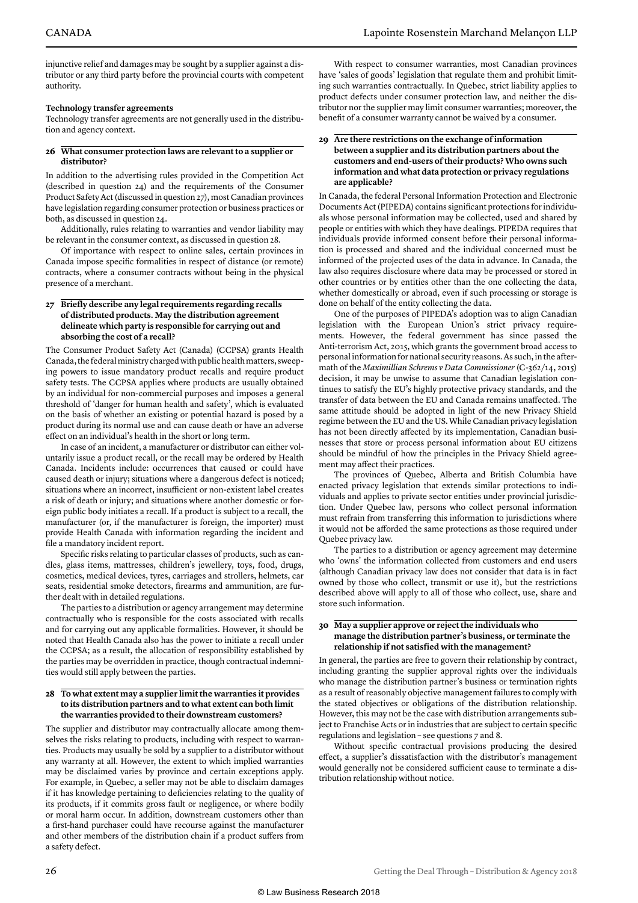injunctive relief and damages may be sought by a supplier against a distributor or any third party before the provincial courts with competent authority.

**Technology transfer agreements**

Technology transfer agreements are not generally used in the distribution and agency context.

### 26 What consumer protection laws are relevant to a supplier or distributor?

In addition to the advertising rules provided in the Competition Act (described in question 24) and the requirements of the Consumer Product Safety Act (discussed in question 27), most Canadian provinces have legislation regarding consumer protection or business practices or both, as discussed in question 24.

Additionally, rules relating to warranties and vendor liability may be relevant in the consumer context, as discussed in question 28.

Of importance with respect to online sales, certain provinces in Canada impose specific formalities in respect of distance (or remote) contracts, where a consumer contracts without being in the physical presence of a merchant.

### 27 Briefly describe any legal requirements regarding recalls of distributed products. May the distribution agreement delineate which party is responsible for carrying out and absorbing the cost of a recall?

The Consumer Product Safety Act (Canada) (CCPSA) grants Health Canada, the federal ministry charged with public health matters, sweeping powers to issue mandatory product recalls and require product safety tests. The CCPSA applies where products are usually obtained by an individual for non-commercial purposes and imposes a general threshold of 'danger for human health and safety', which is evaluated on the basis of whether an existing or potential hazard is posed by a product during its normal use and can cause death or have an adverse effect on an individual's health in the short or long term.

In case of an incident, a manufacturer or distributor can either voluntarily issue a product recall, or the recall may be ordered by Health Canada. Incidents include: occurrences that caused or could have caused death or injury; situations where a dangerous defect is noticed; situations where an incorrect, insufficient or non-existent label creates a risk of death or injury; and situations where another domestic or foreign public body initiates a recall. If a product is subject to a recall, the manufacturer (or, if the manufacturer is foreign, the importer) must provide Health Canada with information regarding the incident and file a mandatory incident report.

Specific risks relating to particular classes of products, such as candles, glass items, mattresses, children's jewellery, toys, food, drugs, cosmetics, medical devices, tyres, carriages and strollers, helmets, car seats, residential smoke detectors, firearms and ammunition, are further dealt with in detailed regulations.

The parties to a distribution or agency arrangement may determine contractually who is responsible for the costs associated with recalls and for carrying out any applicable formalities. However, it should be noted that Health Canada also has the power to initiate a recall under the CCPSA; as a result, the allocation of responsibility established by the parties may be overridden in practice, though contractual indemnities would still apply between the parties.

### 28 To what extent may a supplier limit the warranties it provides to its distribution partners and to what extent can both limit the warranties provided to their downstream customers?

The supplier and distributor may contractually allocate among themselves the risks relating to products, including with respect to warranties. Products may usually be sold by a supplier to a distributor without any warranty at all. However, the extent to which implied warranties may be disclaimed varies by province and certain exceptions apply. For example, in Quebec, a seller may not be able to disclaim damages if it has knowledge pertaining to deficiencies relating to the quality of its products, if it commits gross fault or negligence, or where bodily or moral harm occur. In addition, downstream customers other than a first-hand purchaser could have recourse against the manufacturer and other members of the distribution chain if a product suffers from a safety defect.

With respect to consumer warranties, most Canadian provinces have 'sales of goods' legislation that regulate them and prohibit limiting such warranties contractually. In Quebec, strict liability applies to product defects under consumer protection law, and neither the distributor nor the supplier may limit consumer warranties; moreover, the benefit of a consumer warranty cannot be waived by a consumer.

### 29 Are there restrictions on the exchange of information between a supplier and its distribution partners about the customers and end-users of their products? Who owns such information and what data protection or privacy regulations are applicable?

In Canada, the federal Personal Information Protection and Electronic Documents Act (PIPEDA) contains significant protections for individuals whose personal information may be collected, used and shared by people or entities with which they have dealings. PIPEDA requires that individuals provide informed consent before their personal information is processed and shared and the individual concerned must be informed of the projected uses of the data in advance. In Canada, the law also requires disclosure where data may be processed or stored in other countries or by entities other than the one collecting the data, whether domestically or abroad, even if such processing or storage is done on behalf of the entity collecting the data.

One of the purposes of PIPEDA's adoption was to align Canadian legislation with the European Union's strict privacy requirements. However, the federal government has since passed the Anti-terrorism Act, 2015, which grants the government broad access to personal information for national security reasons. As such, in the aftermath of the *Maximillian Schrems v Data Commissioner* (C-362/14, 2015) decision, it may be unwise to assume that Canadian legislation continues to satisfy the EU's highly protective privacy standards, and the transfer of data between the EU and Canada remains unaffected. The same attitude should be adopted in light of the new Privacy Shield regime between the EU and the US. While Canadian privacy legislation has not been directly affected by its implementation, Canadian businesses that store or process personal information about EU citizens should be mindful of how the principles in the Privacy Shield agreement may affect their practices.

The provinces of Quebec, Alberta and British Columbia have enacted privacy legislation that extends similar protections to individuals and applies to private sector entities under provincial jurisdiction. Under Quebec law, persons who collect personal information must refrain from transferring this information to jurisdictions where it would not be afforded the same protections as those required under Quebec privacy law.

The parties to a distribution or agency agreement may determine who 'owns' the information collected from customers and end users (although Canadian privacy law does not consider that data is in fact owned by those who collect, transmit or use it), but the restrictions described above will apply to all of those who collect, use, share and store such information.

### 30 May a supplier approve or reject the individuals who manage the distribution partner's business, or terminate the relationship if not satisfied with the management?

In general, the parties are free to govern their relationship by contract, including granting the supplier approval rights over the individuals who manage the distribution partner's business or termination rights as a result of reasonably objective management failures to comply with the stated objectives or obligations of the distribution relationship. However, this may not be the case with distribution arrangements subject to Franchise Acts or in industries that are subject to certain specific regulations and legislation – see questions 7 and 8.

Without specific contractual provisions producing the desired effect, a supplier's dissatisfaction with the distributor's management would generally not be considered sufficient cause to terminate a distribution relationship without notice.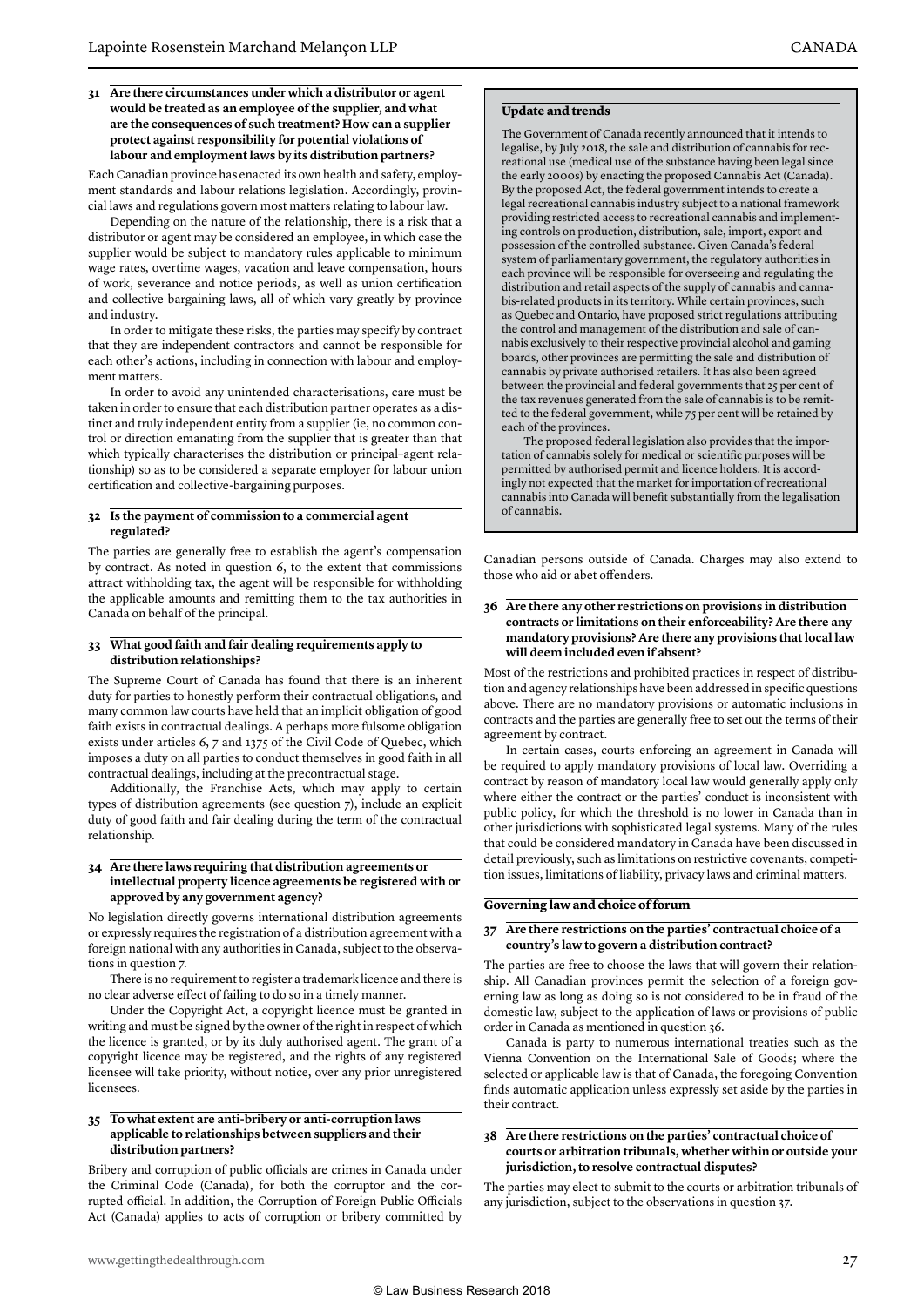### 31 Are there circumstances under which a distributor or agent would be treated as an employee of the supplier, and what are the consequences of such treatment? How can a supplier protect against responsibility for potential violations of labour and employment laws by its distribution partners?

Each Canadian province has enacted its own health and safety, employment standards and labour relations legislation. Accordingly, provincial laws and regulations govern most matters relating to labour law.

Depending on the nature of the relationship, there is a risk that a distributor or agent may be considered an employee, in which case the supplier would be subject to mandatory rules applicable to minimum wage rates, overtime wages, vacation and leave compensation, hours of work, severance and notice periods, as well as union certification and collective bargaining laws, all of which vary greatly by province and industry.

In order to mitigate these risks, the parties may specify by contract that they are independent contractors and cannot be responsible for each other's actions, including in connection with labour and employment matters.

In order to avoid any unintended characterisations, care must be taken in order to ensure that each distribution partner operates as a distinct and truly independent entity from a supplier (ie, no common control or direction emanating from the supplier that is greater than that which typically characterises the distribution or principal–agent relationship) so as to be considered a separate employer for labour union certification and collective-bargaining purposes.

### 32 Is the payment of commission to a commercial agent regulated?

The parties are generally free to establish the agent's compensation by contract. As noted in question 6, to the extent that commissions attract withholding tax, the agent will be responsible for withholding the applicable amounts and remitting them to the tax authorities in Canada on behalf of the principal.

### 33 What good faith and fair dealing requirements apply to distribution relationships?

The Supreme Court of Canada has found that there is an inherent duty for parties to honestly perform their contractual obligations, and many common law courts have held that an implicit obligation of good faith exists in contractual dealings. A perhaps more fulsome obligation exists under articles 6, 7 and 1375 of the Civil Code of Quebec, which imposes a duty on all parties to conduct themselves in good faith in all contractual dealings, including at the precontractual stage.

Additionally, the Franchise Acts, which may apply to certain types of distribution agreements (see question 7), include an explicit duty of good faith and fair dealing during the term of the contractual relationship.

### 34 Are there laws requiring that distribution agreements or intellectual property licence agreements be registered with or approved by any government agency?

No legislation directly governs international distribution agreements or expressly requires the registration of a distribution agreement with a foreign national with any authorities in Canada, subject to the observations in question 7.

There is no requirement to register a trademark licence and there is no clear adverse effect of failing to do so in a timely manner.

Under the Copyright Act, a copyright licence must be granted in writing and must be signed by the owner of the right in respect of which the licence is granted, or by its duly authorised agent. The grant of a copyright licence may be registered, and the rights of any registered licensee will take priority, without notice, over any prior unregistered licensees.

### 35 To what extent are anti-bribery or anti-corruption laws applicable to relationships between suppliers and their distribution partners?

Bribery and corruption of public officials are crimes in Canada under the Criminal Code (Canada), for both the corruptor and the corrupted official. In addition, the Corruption of Foreign Public Officials Act (Canada) applies to acts of corruption or bribery committed by Canadian persons outside of Canada. Charges may also extend to those who aid or abet offenders.

> **Update and trends**
>
> The Government of Canada recently announced that it intends to legalise, by July 2018, the sale and distribution of cannabis for recreational use (medical use of the substance having been legal since the early 2000s) by enacting the proposed Cannabis Act (Canada). By the proposed Act, the federal government intends to create a legal recreational cannabis industry subject to a national framework providing restricted access to recreational cannabis and implementing controls on production, distribution, sale, import, export and possession of the controlled substance. Given Canada's federal system of parliamentary government, the regulatory authorities in each province will be responsible for overseeing and regulating the distribution and retail aspects of the supply of cannabis and cannabis-related products in its territory. While certain provinces, such as Quebec and Ontario, have proposed strict regulations attributing the control and management of the distribution and sale of cannabis exclusively to their respective provincial alcohol and gaming boards, other provinces are permitting the sale and distribution of cannabis by private authorised retailers. It has also been agreed between the provincial and federal governments that 25 per cent of the tax revenues generated from the sale of cannabis is to be remitted to the federal government, while 75 per cent will be retained by each of the provinces.
>
> The proposed federal legislation also provides that the importation of cannabis solely for medical or scientific purposes will be permitted by authorised permit and licence holders. It is accordingly not expected that the market for importation of recreational cannabis into Canada will benefit substantially from the legalisation of cannabis.

### 36 Are there any other restrictions on provisions in distribution contracts or limitations on their enforceability? Are there any mandatory provisions? Are there any provisions that local law will deem included even if absent?

Most of the restrictions and prohibited practices in respect of distribution and agency relationships have been addressed in specific questions above. There are no mandatory provisions or automatic inclusions in contracts and the parties are generally free to set out the terms of their agreement by contract.

In certain cases, courts enforcing an agreement in Canada will be required to apply mandatory provisions of local law. Overriding a contract by reason of mandatory local law would generally apply only where either the contract or the parties' conduct is inconsistent with public policy, for which the threshold is no lower in Canada than in other jurisdictions with sophisticated legal systems. Many of the rules that could be considered mandatory in Canada have been discussed in detail previously, such as limitations on restrictive covenants, competition issues, limitations of liability, privacy laws and criminal matters.

## Governing law and choice of forum

### 37 Are there restrictions on the parties' contractual choice of a country's law to govern a distribution contract?

The parties are free to choose the laws that will govern their relationship. All Canadian provinces permit the selection of a foreign governing law as long as doing so is not considered to be in fraud of the domestic law, subject to the application of laws or provisions of public order in Canada as mentioned in question 36.

Canada is party to numerous international treaties such as the Vienna Convention on the International Sale of Goods; where the selected or applicable law is that of Canada, the foregoing Convention finds automatic application unless expressly set aside by the parties in their contract.

### 38 Are there restrictions on the parties' contractual choice of courts or arbitration tribunals, whether within or outside your jurisdiction, to resolve contractual disputes?

The parties may elect to submit to the courts or arbitration tribunals of any jurisdiction, subject to the observations in question 37.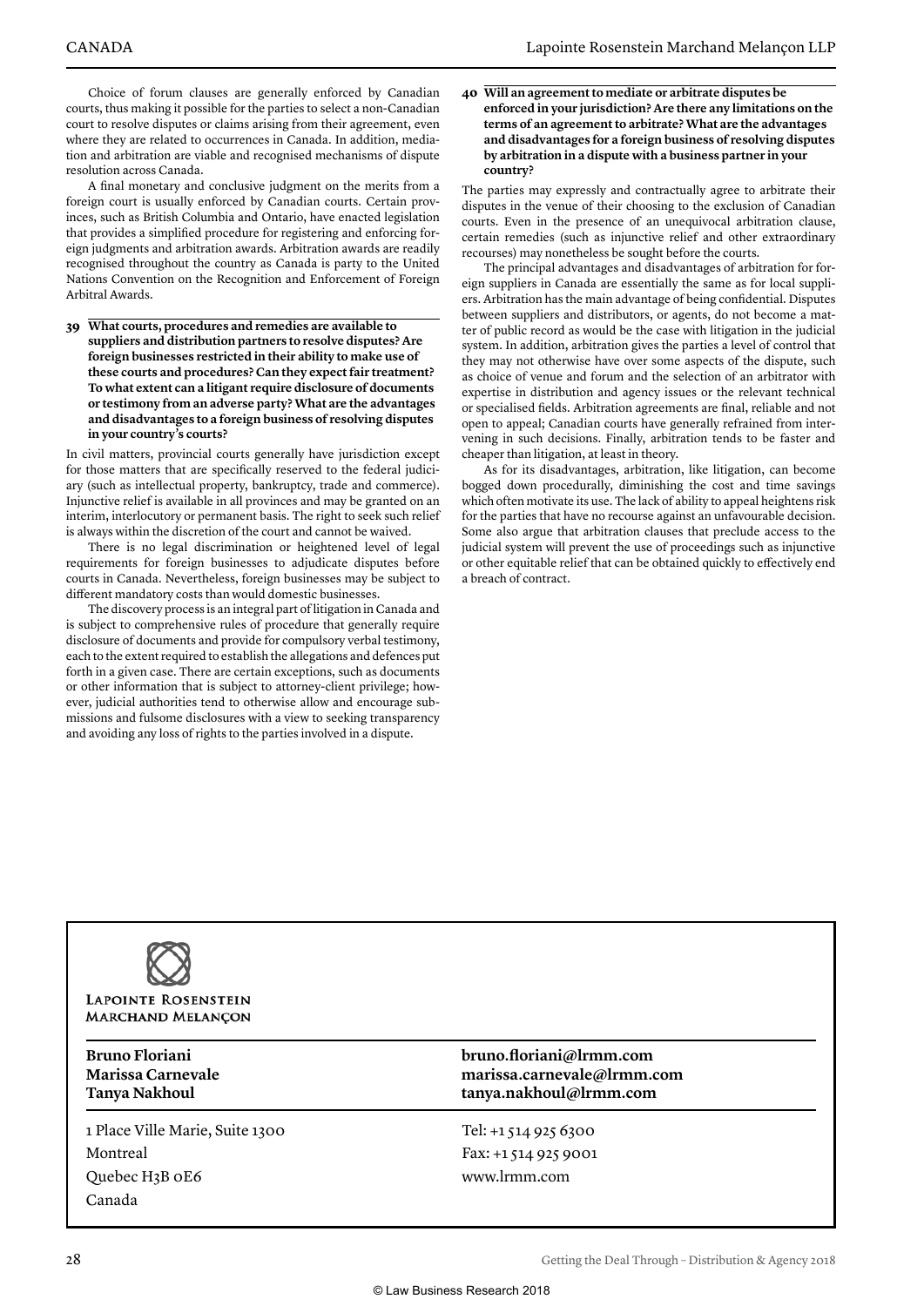Choice of forum clauses are generally enforced by Canadian courts, thus making it possible for the parties to select a non-Canadian court to resolve disputes or claims arising from their agreement, even where they are related to occurrences in Canada. In addition, mediation and arbitration are viable and recognised mechanisms of dispute resolution across Canada.

A final monetary and conclusive judgment on the merits from a foreign court is usually enforced by Canadian courts. Certain provinces, such as British Columbia and Ontario, have enacted legislation that provides a simplified procedure for registering and enforcing foreign judgments and arbitration awards. Arbitration awards are readily recognised throughout the country as Canada is party to the United Nations Convention on the Recognition and Enforcement of Foreign Arbitral Awards.

**39 What courts, procedures and remedies are available to suppliers and distribution partners to resolve disputes? Are foreign businesses restricted in their ability to make use of these courts and procedures? Can they expect fair treatment? To what extent can a litigant require disclosure of documents or testimony from an adverse party? What are the advantages and disadvantages to a foreign business of resolving disputes in your country's courts?**

In civil matters, provincial courts generally have jurisdiction except for those matters that are specifically reserved to the federal judiciary (such as intellectual property, bankruptcy, trade and commerce). Injunctive relief is available in all provinces and may be granted on an interim, interlocutory or permanent basis. The right to seek such relief is always within the discretion of the court and cannot be waived.

There is no legal discrimination or heightened level of legal requirements for foreign businesses to adjudicate disputes before courts in Canada. Nevertheless, foreign businesses may be subject to different mandatory costs than would domestic businesses.

The discovery process is an integral part of litigation in Canada and is subject to comprehensive rules of procedure that generally require disclosure of documents and provide for compulsory verbal testimony, each to the extent required to establish the allegations and defences put forth in a given case. There are certain exceptions, such as documents or other information that is subject to attorney-client privilege; however, judicial authorities tend to otherwise allow and encourage submissions and fulsome disclosures with a view to seeking transparency and avoiding any loss of rights to the parties involved in a dispute.

**40 Will an agreement to mediate or arbitrate disputes be enforced in your jurisdiction? Are there any limitations on the terms of an agreement to arbitrate? What are the advantages and disadvantages for a foreign business of resolving disputes by arbitration in a dispute with a business partner in your country?**

The parties may expressly and contractually agree to arbitrate their disputes in the venue of their choosing to the exclusion of Canadian courts. Even in the presence of an unequivocal arbitration clause, certain remedies (such as injunctive relief and other extraordinary recourses) may nonetheless be sought before the courts.

The principal advantages and disadvantages of arbitration for foreign suppliers in Canada are essentially the same as for local suppliers. Arbitration has the main advantage of being confidential. Disputes between suppliers and distributors, or agents, do not become a matter of public record as would be the case with litigation in the judicial system. In addition, arbitration gives the parties a level of control that they may not otherwise have over some aspects of the dispute, such as choice of venue and forum and the selection of an arbitrator with expertise in distribution and agency issues or the relevant technical or specialised fields. Arbitration agreements are final, reliable and not open to appeal; Canadian courts have generally refrained from intervening in such decisions. Finally, arbitration tends to be faster and cheaper than litigation, at least in theory.

As for its disadvantages, arbitration, like litigation, can become bogged down procedurally, diminishing the cost and time savings which often motivate its use. The lack of ability to appeal heightens risk for the parties that have no recourse against an unfavourable decision. Some also argue that arbitration clauses that preclude access to the judicial system will prevent the use of proceedings such as injunctive or other equitable relief that can be obtained quickly to effectively end a breach of contract.

**Lapointe Rosenstein Marchand Melançon**

| | |
|---|---|
| **Bruno Floriani** | **bruno.floriani@lrmm.com** |
| **Marissa Carnevale** | **marissa.carnevale@lrmm.com** |
| **Tanya Nakhoul** | **tanya.nakhoul@lrmm.com** |

| | |
|---|---|
| 1 Place Ville Marie, Suite 1300 | Tel: +1 514 925 6300 |
| Montreal | Fax: +1 514 925 9001 |
| Quebec H3B 0E6 | www.lrmm.com |
| Canada | |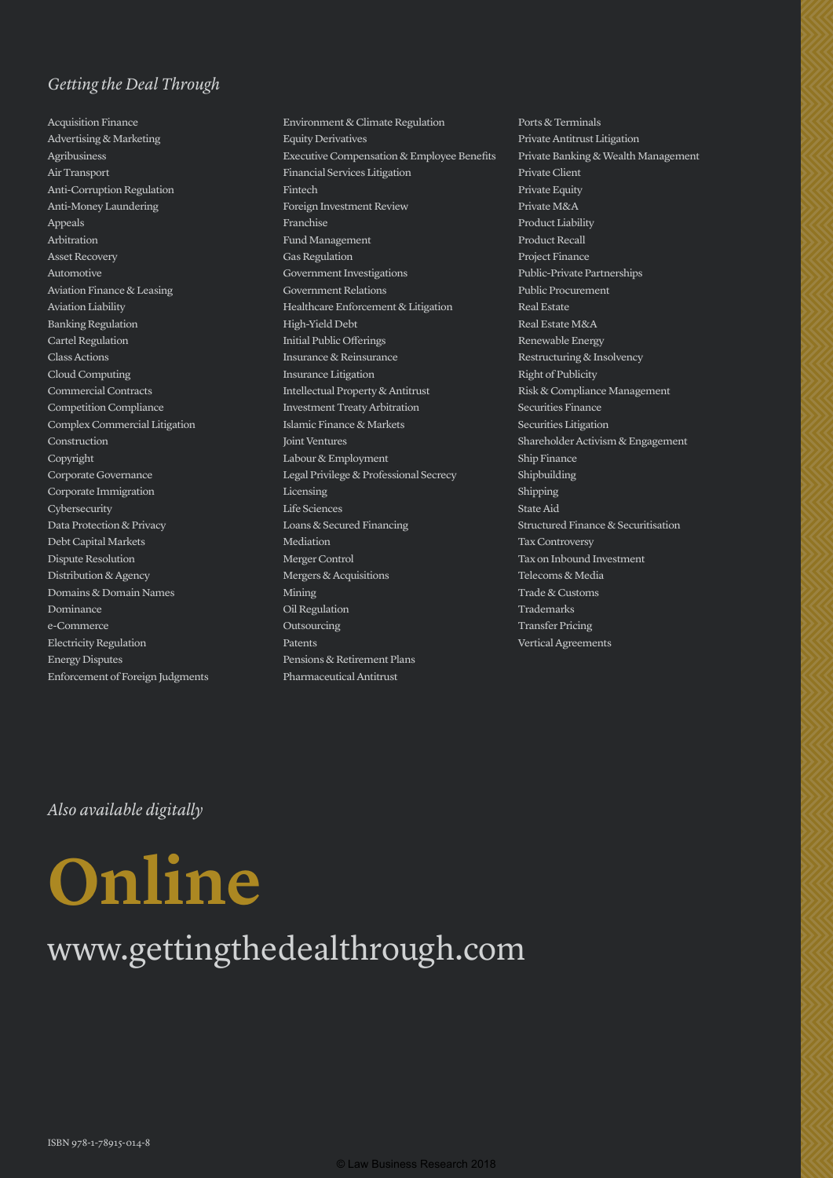*Getting the Deal Through*

- Acquisition Finance
- Advertising & Marketing
- Agribusiness
- Air Transport
- Anti-Corruption Regulation
- Anti-Money Laundering
- Appeals
- Arbitration
- Asset Recovery
- Automotive
- Aviation Finance & Leasing
- Aviation Liability
- Banking Regulation
- Cartel Regulation
- Class Actions
- Cloud Computing
- Commercial Contracts
- Competition Compliance
- Complex Commercial Litigation
- Construction
- Copyright
- Corporate Governance
- Corporate Immigration
- Cybersecurity
- Data Protection & Privacy
- Debt Capital Markets
- Dispute Resolution
- Distribution & Agency
- Domains & Domain Names
- Dominance
- e-Commerce
- Electricity Regulation
- Energy Disputes
- Enforcement of Foreign Judgments
- Environment & Climate Regulation
- Equity Derivatives
- Executive Compensation & Employee Benefits
- Financial Services Litigation
- Fintech
- Foreign Investment Review
- Franchise
- Fund Management
- Gas Regulation
- Government Investigations
- Government Relations
- Healthcare Enforcement & Litigation
- High-Yield Debt
- Initial Public Offerings
- Insurance & Reinsurance
- Insurance Litigation
- Intellectual Property & Antitrust
- Investment Treaty Arbitration
- Islamic Finance & Markets
- Joint Ventures
- Labour & Employment
- Legal Privilege & Professional Secrecy
- Licensing
- Life Sciences
- Loans & Secured Financing
- Mediation
- Merger Control
- Mergers & Acquisitions
- Mining
- Oil Regulation
- Outsourcing
- Patents
- Pensions & Retirement Plans
- Pharmaceutical Antitrust
- Ports & Terminals
- Private Antitrust Litigation
- Private Banking & Wealth Management
- Private Client
- Private Equity
- Private M&A
- Product Liability
- Product Recall
- Project Finance
- Public-Private Partnerships
- Public Procurement
- Real Estate
- Real Estate M&A
- Renewable Energy
- Restructuring & Insolvency
- Right of Publicity
- Risk & Compliance Management
- Securities Finance
- Securities Litigation
- Shareholder Activism & Engagement
- Ship Finance
- Shipbuilding
- Shipping
- State Aid
- Structured Finance & Securitisation
- Tax Controversy
- Tax on Inbound Investment
- Telecoms & Media
- Trade & Customs
- Trademarks
- Transfer Pricing
- Vertical Agreements

*Also available digitally*

# Online

www.gettingthedealthrough.com

ISBN 978-1-78915-014-8

© Law Business Research 2018